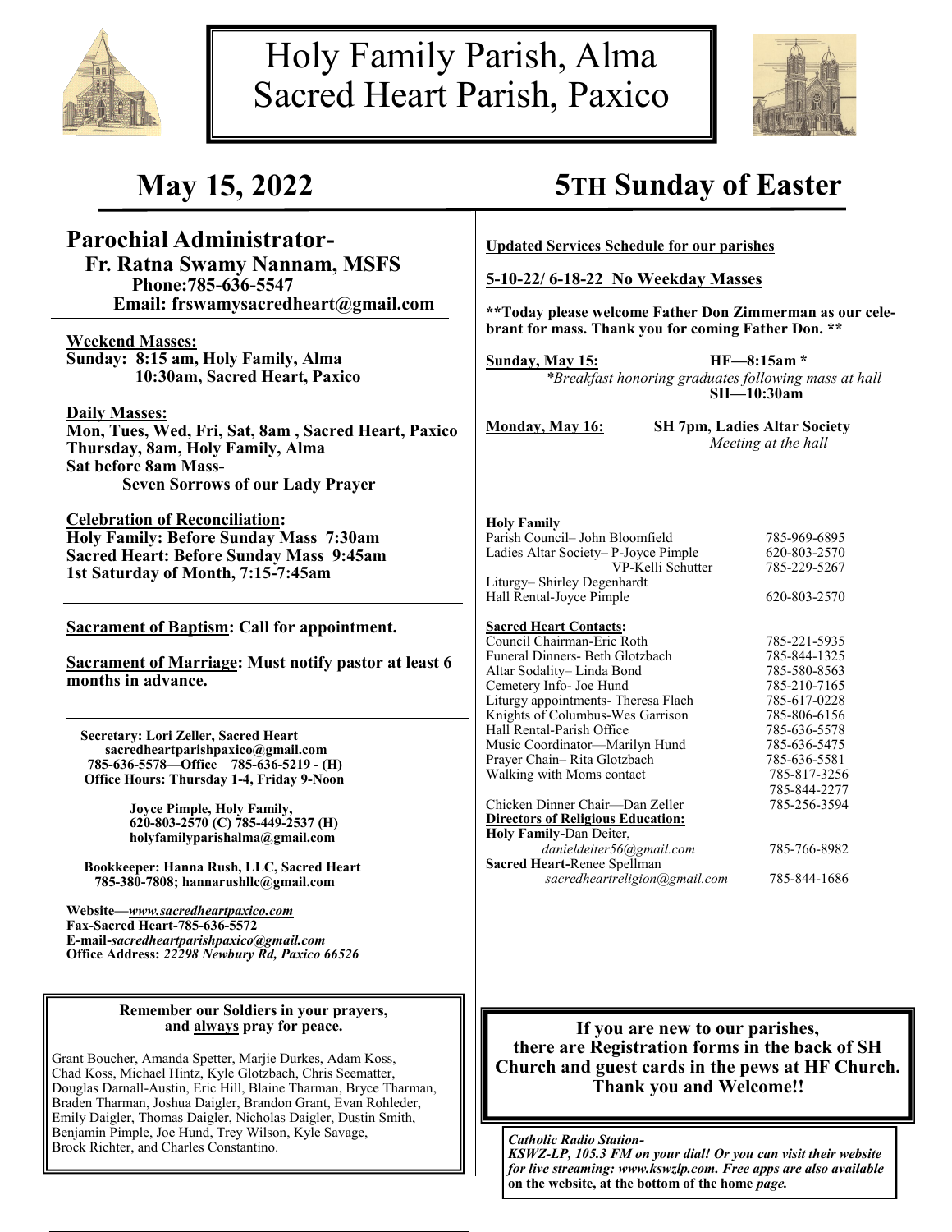# Holy Family Parish, Alma
# Sacred Heart Parish, Paxico

## May 15, 2022 — 5TH Sunday of Easter

## Parochial Administrator-

**Fr. Ratna Swamy Nannam, MSFS**
**Phone:785-636-5547**
**Email: frswamysacredheart@gmail.com**

**Weekend Masses:**
**Sunday: 8:15 am, Holy Family, Alma**
**10:30am, Sacred Heart, Paxico**

**Daily Masses:**
**Mon, Tues, Wed, Fri, Sat, 8am , Sacred Heart, Paxico**
**Thursday, 8am, Holy Family, Alma**
**Sat before 8am Mass-**
**Seven Sorrows of our Lady Prayer**

**Celebration of Reconciliation:**
**Holy Family: Before Sunday Mass 7:30am**
**Sacred Heart: Before Sunday Mass 9:45am**
**1st Saturday of Month, 7:15-7:45am**

**Sacrament of Baptism: Call for appointment.**

**Sacrament of Marriage: Must notify pastor at least 6 months in advance.**

**Secretary: Lori Zeller, Sacred Heart**
**sacredheartparishpaxico@gmail.com**
**785-636-5578—Office 785-636-5219 - (H)**
**Office Hours: Thursday 1-4, Friday 9-Noon**

**Joyce Pimple, Holy Family,**
**620-803-2570 (C) 785-449-2537 (H)**
**holyfamilyparishalma@gmail.com**

**Bookkeeper: Hanna Rush, LLC, Sacred Heart**
**785-380-7808; hannarushllc@gmail.com**

**Website—*www.sacredheartpaxico.com***
**Fax-Sacred Heart-785-636-5572**
**E-mail-*sacredheartparishpaxico@gmail.com***
**Office Address: *22298 Newbury Rd, Paxico 66526***

**Remember our Soldiers in your prayers, and always pray for peace.**

Grant Boucher, Amanda Spetter, Marjie Durkes, Adam Koss, Chad Koss, Michael Hintz, Kyle Glotzbach, Chris Seematter, Douglas Darnall-Austin, Eric Hill, Blaine Tharman, Bryce Tharman, Braden Tharman, Joshua Daigler, Brandon Grant, Evan Rohleder, Emily Daigler, Thomas Daigler, Nicholas Daigler, Dustin Smith, Benjamin Pimple, Joe Hund, Trey Wilson, Kyle Savage, Brock Richter, and Charles Constantino.

**Updated Services Schedule for our parishes**

**5-10-22/ 6-18-22 No Weekday Masses**

**\*\*Today please welcome Father Don Zimmerman as our celebrant for mass. Thank you for coming Father Don. \*\***

**Sunday, May 15:** **HF—8:15am \***
*\*Breakfast honoring graduates following mass at hall*
**SH—10:30am**

**Monday, May 16:** **SH 7pm, Ladies Altar Society**
*Meeting at the hall*

**Holy Family**

| | |
|---|---|
| Parish Council– John Bloomfield | 785-969-6895 |
| Ladies Altar Society– P-Joyce Pimple | 620-803-2570 |
| VP-Kelli Schutter | 785-229-5267 |
| Liturgy– Shirley Degenhardt | |
| Hall Rental-Joyce Pimple | 620-803-2570 |

**Sacred Heart Contacts:**

| | |
|---|---|
| Council Chairman-Eric Roth | 785-221-5935 |
| Funeral Dinners- Beth Glotzbach | 785-844-1325 |
| Altar Sodality– Linda Bond | 785-580-8563 |
| Cemetery Info- Joe Hund | 785-210-7165 |
| Liturgy appointments- Theresa Flach | 785-617-0228 |
| Knights of Columbus-Wes Garrison | 785-806-6156 |
| Hall Rental-Parish Office | 785-636-5578 |
| Music Coordinator—Marilyn Hund | 785-636-5475 |
| Prayer Chain– Rita Glotzbach | 785-636-5581 |
| Walking with Moms contact | 785-817-3256 |
| | 785-844-2277 |
| Chicken Dinner Chair—Dan Zeller | 785-256-3594 |

**Directors of Religious Education:**

| | |
|---|---|
| **Holy Family-**Dan Deiter, *danieldeiter56@gmail.com* | 785-766-8982 |
| **Sacred Heart-**Renee Spellman *sacredheartreligion@gmail.com* | 785-844-1686 |

**If you are new to our parishes, there are Registration forms in the back of SH Church and guest cards in the pews at HF Church. Thank you and Welcome!!**

***Catholic Radio Station-***
***KSWZ-LP, 105.3 FM on your dial! Or you can visit their website for live streaming: www.kswzlp.com. Free apps are also available* on the website, at the bottom of the home *page.***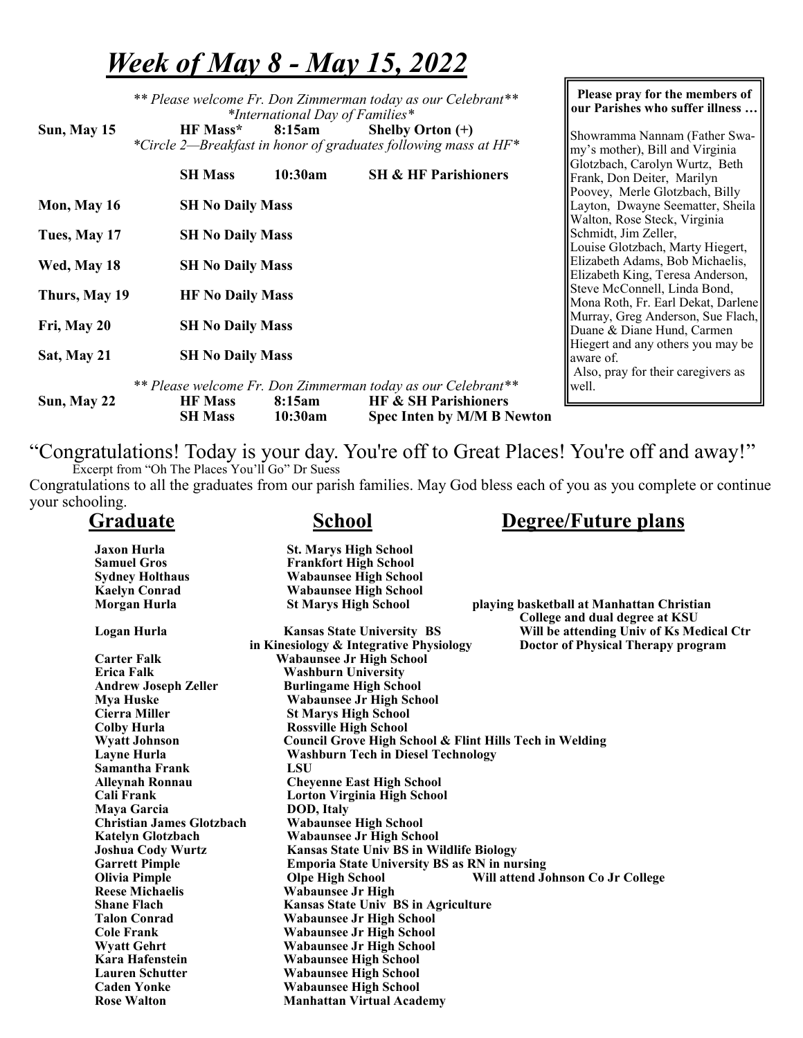# *Week of May 8 - May 15, 2022*

*\*\* Please welcome Fr. Don Zimmerman today as our Celebrant\*\**
*\*International Day of Families\**

| | | | |
|---|---|---|---|
| **Sun, May 15** | **HF Mass\*** | **8:15am** | **Shelby Orton (+)** |
| | *\*Circle 2—Breakfast in honor of graduates following mass at HF\** | | |
| | **SH Mass** | **10:30am** | **SH & HF Parishioners** |
| **Mon, May 16** | **SH No Daily Mass** | | |
| **Tues, May 17** | **SH No Daily Mass** | | |
| **Wed, May 18** | **SH No Daily Mass** | | |
| **Thurs, May 19** | **HF No Daily Mass** | | |
| **Fri, May 20** | **SH No Daily Mass** | | |
| **Sat, May 21** | **SH No Daily Mass** | | |

*\*\* Please welcome Fr. Don Zimmerman today as our Celebrant\*\**

| | | | |
|---|---|---|---|
| **Sun, May 22** | **HF Mass** | **8:15am** | **HF & SH Parishioners** |
| | **SH Mass** | **10:30am** | **Spec Inten by M/M B Newton** |

**Please pray for the members of our Parishes who suffer illness …**

Showramma Nannam (Father Swamy's mother), Bill and Virginia Glotzbach, Carolyn Wurtz, Beth Frank, Don Deiter, Marilyn Poovey, Merle Glotzbach, Billy Layton, Dwayne Seematter, Sheila Walton, Rose Steck, Virginia Schmidt, Jim Zeller, Louise Glotzbach, Marty Hiegert, Elizabeth Adams, Bob Michaelis, Elizabeth King, Teresa Anderson, Steve McConnell, Linda Bond, Mona Roth, Fr. Earl Dekat, Darlene Murray, Greg Anderson, Sue Flach, Duane & Diane Hund, Carmen Hiegert and any others you may be aware of.
Also, pray for their caregivers as well.

"Congratulations! Today is your day. You're off to Great Places! You're off and away!"
Excerpt from "Oh The Places You'll Go" Dr Suess

Congratulations to all the graduates from our parish families. May God bless each of you as you complete or continue your schooling.

| Graduate | School | Degree/Future plans |
|---|---|---|
| **Jaxon Hurla** | **St. Marys High School** | |
| **Samuel Gros** | **Frankfort High School** | |
| **Sydney Holthaus** | **Wabaunsee High School** | |
| **Kaelyn Conrad** | **Wabaunsee High School** | |
| **Morgan Hurla** | **St Marys High School** | **playing basketball at Manhattan Christian College and dual degree at KSU** |
| **Logan Hurla** | **Kansas State University BS in Kinesiology & Integrative Physiology** | **Will be attending Univ of Ks Medical Ctr Doctor of Physical Therapy program** |
| **Carter Falk** | **Wabaunsee Jr High School** | |
| **Erica Falk** | **Washburn University** | |
| **Andrew Joseph Zeller** | **Burlingame High School** | |
| **Mya Huske** | **Wabaunsee Jr High School** | |
| **Cierra Miller** | **St Marys High School** | |
| **Colby Hurla** | **Rossville High School** | |
| **Wyatt Johnson** | **Council Grove High School & Flint Hills Tech in Welding** | |
| **Layne Hurla** | **Washburn Tech in Diesel Technology** | |
| **Samantha Frank** | **LSU** | |
| **Alleynah Ronnau** | **Cheyenne East High School** | |
| **Cali Frank** | **Lorton Virginia High School** | |
| **Maya Garcia** | **DOD, Italy** | |
| **Christian James Glotzbach** | **Wabaunsee High School** | |
| **Katelyn Glotzbach** | **Wabaunsee Jr High School** | |
| **Joshua Cody Wurtz** | **Kansas State Univ BS in Wildlife Biology** | |
| **Garrett Pimple** | **Emporia State University BS as RN in nursing** | |
| **Olivia Pimple** | **Olpe High School** | **Will attend Johnson Co Jr College** |
| **Reese Michaelis** | **Wabaunsee Jr High** | |
| **Shane Flach** | **Kansas State Univ BS in Agriculture** | |
| **Talon Conrad** | **Wabaunsee Jr High School** | |
| **Cole Frank** | **Wabaunsee Jr High School** | |
| **Wyatt Gehrt** | **Wabaunsee Jr High School** | |
| **Kara Hafenstein** | **Wabaunsee High School** | |
| **Lauren Schutter** | **Wabaunsee High School** | |
| **Caden Yonke** | **Wabaunsee High School** | |
| **Rose Walton** | **Manhattan Virtual Academy** | |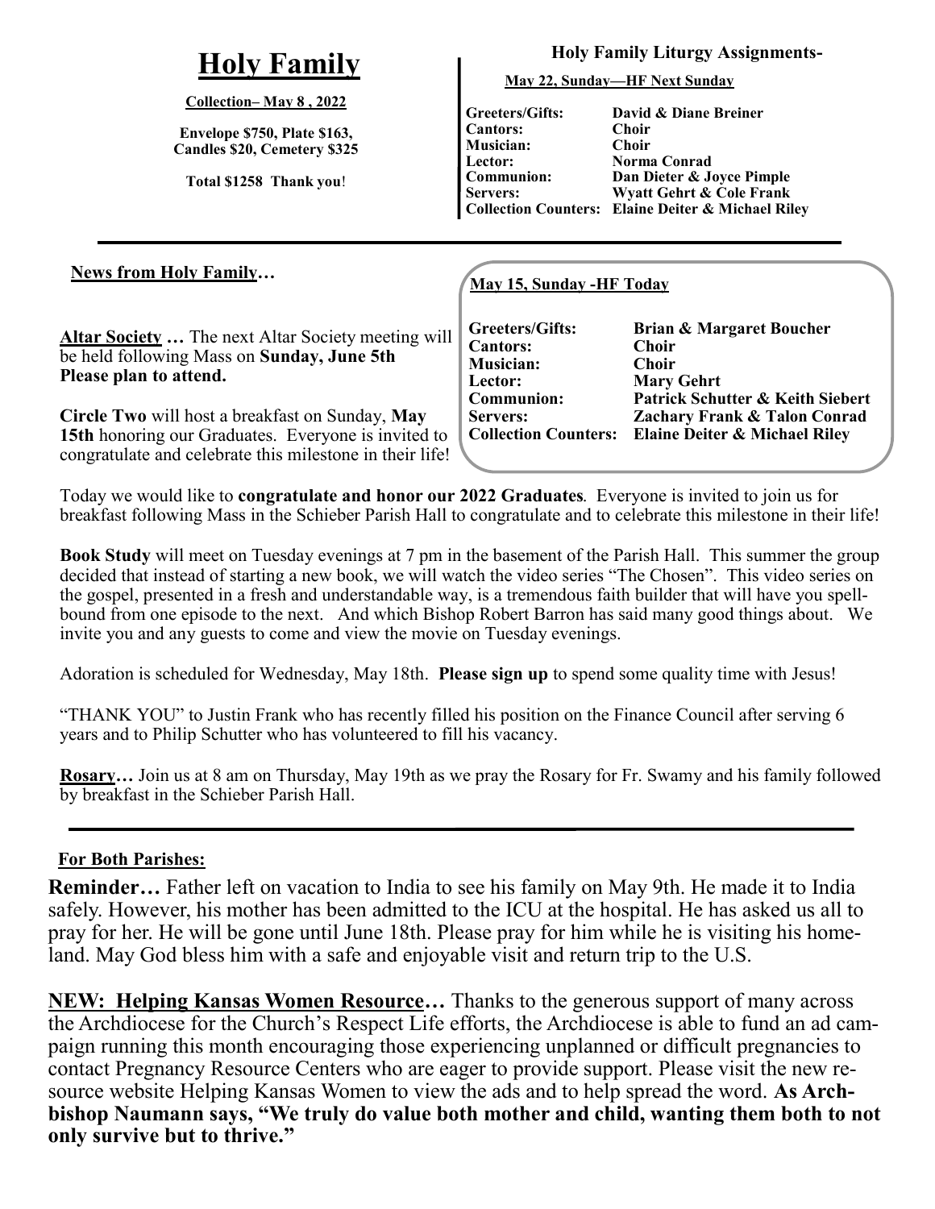# Holy Family

**Collection– May 8 , 2022**

**Envelope $750, Plate $163, Candles $20, Cemetery $325**

**Total $1258 Thank you!**

**Holy Family Liturgy Assignments-**

**May 22, Sunday—HF Next Sunday**

| | |
|---|---|
| **Greeters/Gifts:** | **David & Diane Breiner** |
| **Cantors:** | **Choir** |
| **Musician:** | **Choir** |
| **Lector:** | **Norma Conrad** |
| **Communion:** | **Dan Dieter & Joyce Pimple** |
| **Servers:** | **Wyatt Gehrt & Cole Frank** |
| **Collection Counters:** | **Elaine Deiter & Michael Riley** |

**News from Holy Family…**

**May 15, Sunday -HF Today**

| | |
|---|---|
| **Greeters/Gifts:** | **Brian & Margaret Boucher** |
| **Cantors:** | **Choir** |
| **Musician:** | **Choir** |
| **Lector:** | **Mary Gehrt** |
| **Communion:** | **Patrick Schutter & Keith Siebert** |
| **Servers:** | **Zachary Frank & Talon Conrad** |
| **Collection Counters:** | **Elaine Deiter & Michael Riley** |

**Altar Society …** The next Altar Society meeting will be held following Mass on **Sunday, June 5th Please plan to attend.**

**Circle Two** will host a breakfast on Sunday, **May 15th** honoring our Graduates. Everyone is invited to congratulate and celebrate this milestone in their life!

Today we would like to **congratulate and honor our 2022 Graduates**. Everyone is invited to join us for breakfast following Mass in the Schieber Parish Hall to congratulate and to celebrate this milestone in their life!

**Book Study** will meet on Tuesday evenings at 7 pm in the basement of the Parish Hall. This summer the group decided that instead of starting a new book, we will watch the video series "The Chosen". This video series on the gospel, presented in a fresh and understandable way, is a tremendous faith builder that will have you spell-bound from one episode to the next. And which Bishop Robert Barron has said many good things about. We invite you and any guests to come and view the movie on Tuesday evenings.

Adoration is scheduled for Wednesday, May 18th. **Please sign up** to spend some quality time with Jesus!

"THANK YOU" to Justin Frank who has recently filled his position on the Finance Council after serving 6 years and to Philip Schutter who has volunteered to fill his vacancy.

**Rosary…** Join us at 8 am on Thursday, May 19th as we pray the Rosary for Fr. Swamy and his family followed by breakfast in the Schieber Parish Hall.

**For Both Parishes:**

**Reminder…** Father left on vacation to India to see his family on May 9th. He made it to India safely. However, his mother has been admitted to the ICU at the hospital. He has asked us all to pray for her. He will be gone until June 18th. Please pray for him while he is visiting his homeland. May God bless him with a safe and enjoyable visit and return trip to the U.S.

**NEW: Helping Kansas Women Resource…** Thanks to the generous support of many across the Archdiocese for the Church's Respect Life efforts, the Archdiocese is able to fund an ad campaign running this month encouraging those experiencing unplanned or difficult pregnancies to contact Pregnancy Resource Centers who are eager to provide support. Please visit the new resource website Helping Kansas Women to view the ads and to help spread the word. **As Archbishop Naumann says, "We truly do value both mother and child, wanting them both to not only survive but to thrive."**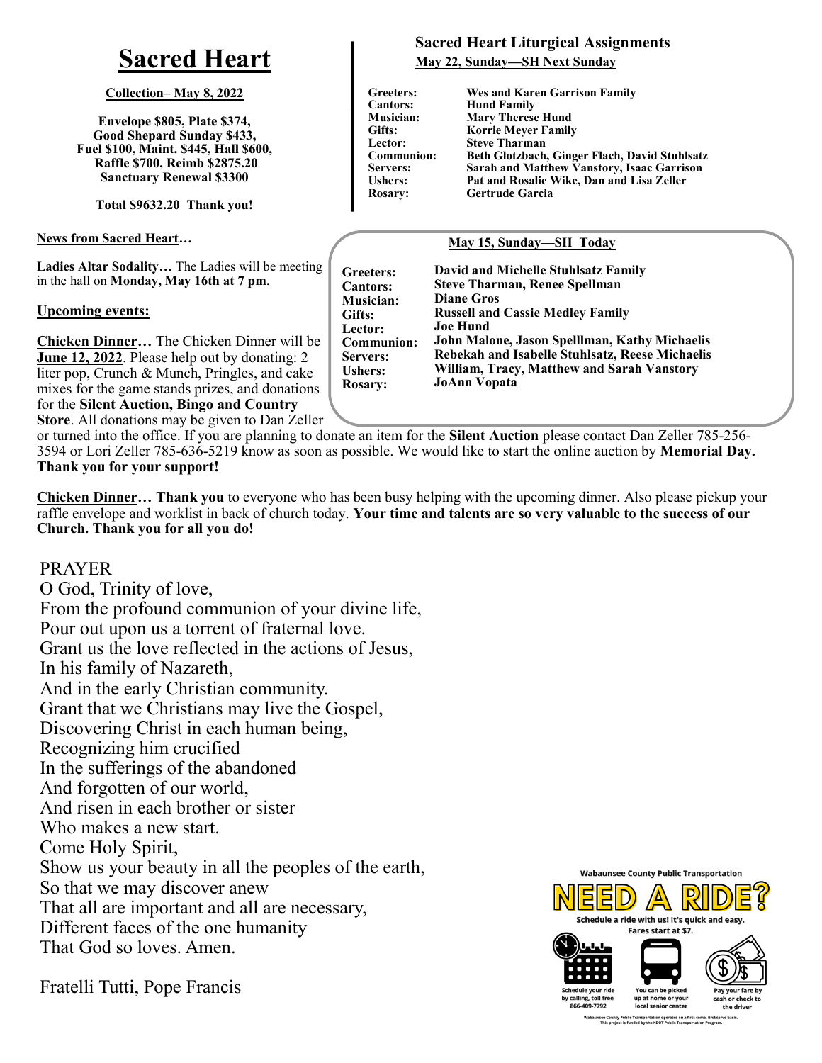# Sacred Heart

**Collection– May 8, 2022**

**Envelope $805, Plate $374, Good Shepard Sunday $433, Fuel $100, Maint. $445, Hall $600, Raffle $700, Reimb $2875.20 Sanctuary Renewal $3300**

**Total $9632.20 Thank you!**

## Sacred Heart Liturgical Assignments

**May 22, Sunday—SH Next Sunday**

| | |
|---|---|
| **Greeters:** | **Wes and Karen Garrison Family** |
| **Cantors:** | **Hund Family** |
| **Musician:** | **Mary Therese Hund** |
| **Gifts:** | **Korrie Meyer Family** |
| **Lector:** | **Steve Tharman** |
| **Communion:** | **Beth Glotzbach, Ginger Flach, David Stuhlsatz** |
| **Servers:** | **Sarah and Matthew Vanstory, Isaac Garrison** |
| **Ushers:** | **Pat and Rosalie Wike, Dan and Lisa Zeller** |
| **Rosary:** | **Gertrude Garcia** |

**May 15, Sunday—SH Today**

| | |
|---|---|
| **Greeters:** | **David and Michelle Stuhlsatz Family** |
| **Cantors:** | **Steve Tharman, Renee Spellman** |
| **Musician:** | **Diane Gros** |
| **Gifts:** | **Russell and Cassie Medley Family** |
| **Lector:** | **Joe Hund** |
| **Communion:** | **John Malone, Jason Spelllman, Kathy Michaelis** |
| **Servers:** | **Rebekah and Isabelle Stuhlsatz, Reese Michaelis** |
| **Ushers:** | **William, Tracy, Matthew and Sarah Vanstory** |
| **Rosary:** | **JoAnn Vopata** |

**News from Sacred Heart…**

**Ladies Altar Sodality…** The Ladies will be meeting in the hall on **Monday, May 16th at 7 pm**.

**Upcoming events:**

**Chicken Dinner…** The Chicken Dinner will be **June 12, 2022**. Please help out by donating: 2 liter pop, Crunch & Munch, Pringles, and cake mixes for the game stands prizes, and donations for the **Silent Auction, Bingo and Country Store**. All donations may be given to Dan Zeller or turned into the office. If you are planning to donate an item for the **Silent Auction** please contact Dan Zeller 785-256-3594 or Lori Zeller 785-636-5219 know as soon as possible. We would like to start the online auction by **Memorial Day. Thank you for your support!**

**Chicken Dinner… Thank you** to everyone who has been busy helping with the upcoming dinner. Also please pickup your raffle envelope and worklist in back of church today. **Your time and talents are so very valuable to the success of our Church. Thank you for all you do!**

PRAYER
O God, Trinity of love,
From the profound communion of your divine life,
Pour out upon us a torrent of fraternal love.
Grant us the love reflected in the actions of Jesus,
In his family of Nazareth,
And in the early Christian community.
Grant that we Christians may live the Gospel,
Discovering Christ in each human being,
Recognizing him crucified
In the sufferings of the abandoned
And forgotten of our world,
And risen in each brother or sister
Who makes a new start.
Come Holy Spirit,
Show us your beauty in all the peoples of the earth,
So that we may discover anew
That all are important and all are necessary,
Different faces of the one humanity
That God so loves. Amen.

Fratelli Tutti, Pope Francis

Wabaunsee County Public Transportation

NEED A RIDE?

Schedule a ride with us! It's quick and easy. Fares start at $7.

Schedule your ride by calling, toll free 866-409-7792

You can be picked up at home or your local senior center

Pay your fare by cash or check to the driver

Wabaunsee County Public Transportation operates on a first come, first serve basis. This project is funded by the KDOT Public Transportation Program.